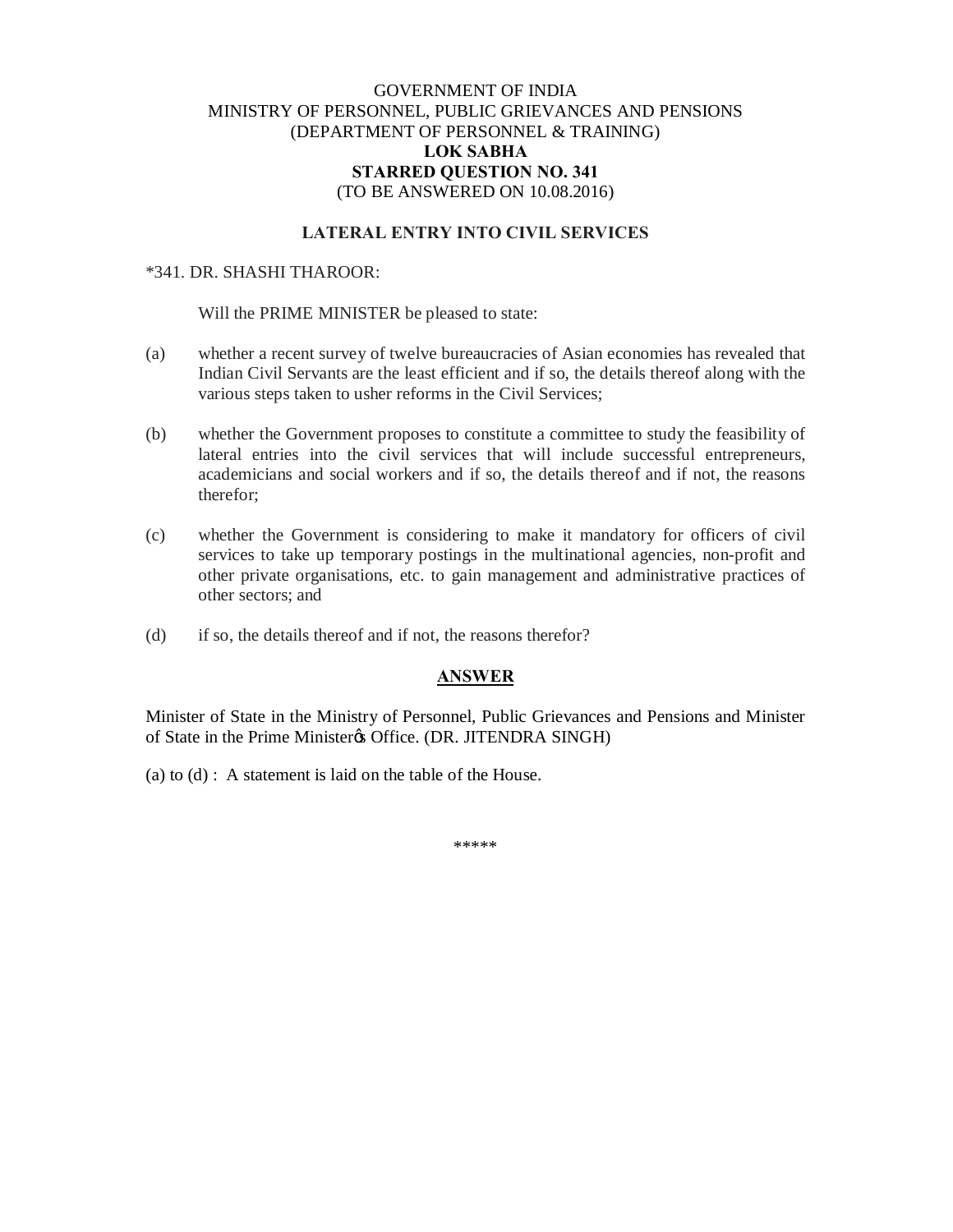GOVERNMENT OF INDIA
MINISTRY OF PERSONNEL, PUBLIC GRIEVANCES AND PENSIONS
(DEPARTMENT OF PERSONNEL & TRAINING)

**LOK SABHA**

**STARRED QUESTION NO. 341**

(TO BE ANSWERED ON 10.08.2016)

**LATERAL ENTRY INTO CIVIL SERVICES**

*341. DR. SHASHI THAROOR:

Will the PRIME MINISTER be pleased to state:

(a) whether a recent survey of twelve bureaucracies of Asian economies has revealed that Indian Civil Servants are the least efficient and if so, the details thereof along with the various steps taken to usher reforms in the Civil Services;

(b) whether the Government proposes to constitute a committee to study the feasibility of lateral entries into the civil services that will include successful entrepreneurs, academicians and social workers and if so, the details thereof and if not, the reasons therefor;

(c) whether the Government is considering to make it mandatory for officers of civil services to take up temporary postings in the multinational agencies, non-profit and other private organisations, etc. to gain management and administrative practices of other sectors; and

(d) if so, the details thereof and if not, the reasons therefor?

**ANSWER**

Minister of State in the Ministry of Personnel, Public Grievances and Pensions and Minister of State in the Prime Minister's Office. (DR. JITENDRA SINGH)

(a) to (d) : A statement is laid on the table of the House.

*****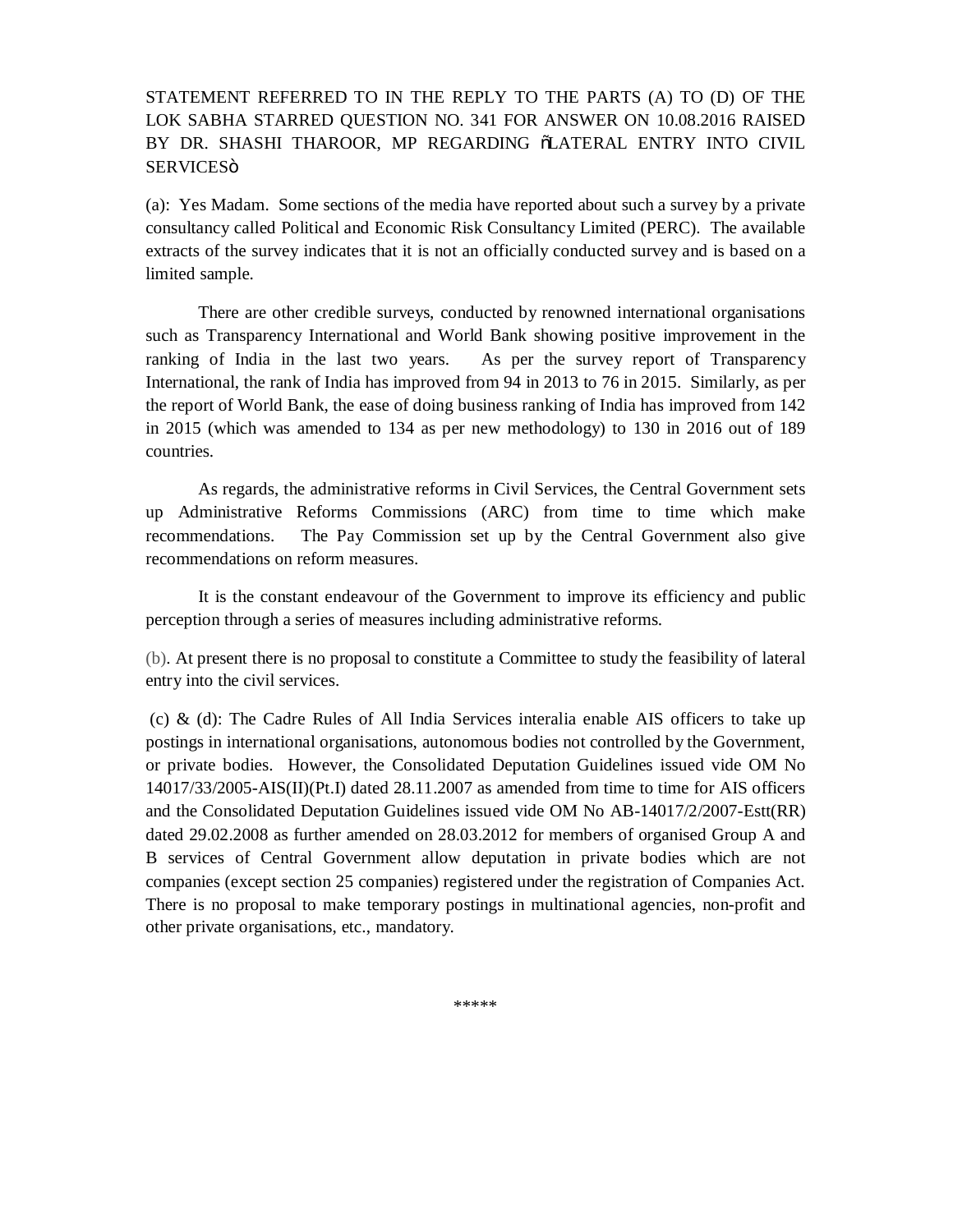STATEMENT REFERRED TO IN THE REPLY TO THE PARTS (A) TO (D) OF THE LOK SABHA STARRED QUESTION NO. 341 FOR ANSWER ON 10.08.2016 RAISED BY DR. SHASHI THAROOR, MP REGARDING õLATERAL ENTRY INTO CIVIL SERVICESö

(a): Yes Madam. Some sections of the media have reported about such a survey by a private consultancy called Political and Economic Risk Consultancy Limited (PERC). The available extracts of the survey indicates that it is not an officially conducted survey and is based on a limited sample.

There are other credible surveys, conducted by renowned international organisations such as Transparency International and World Bank showing positive improvement in the ranking of India in the last two years. As per the survey report of Transparency International, the rank of India has improved from 94 in 2013 to 76 in 2015. Similarly, as per the report of World Bank, the ease of doing business ranking of India has improved from 142 in 2015 (which was amended to 134 as per new methodology) to 130 in 2016 out of 189 countries.

As regards, the administrative reforms in Civil Services, the Central Government sets up Administrative Reforms Commissions (ARC) from time to time which make recommendations. The Pay Commission set up by the Central Government also give recommendations on reform measures.

It is the constant endeavour of the Government to improve its efficiency and public perception through a series of measures including administrative reforms.

(b). At present there is no proposal to constitute a Committee to study the feasibility of lateral entry into the civil services.

(c) & (d): The Cadre Rules of All India Services interalia enable AIS officers to take up postings in international organisations, autonomous bodies not controlled by the Government, or private bodies. However, the Consolidated Deputation Guidelines issued vide OM No 14017/33/2005-AIS(II)(Pt.I) dated 28.11.2007 as amended from time to time for AIS officers and the Consolidated Deputation Guidelines issued vide OM No AB-14017/2/2007-Estt(RR) dated 29.02.2008 as further amended on 28.03.2012 for members of organised Group A and B services of Central Government allow deputation in private bodies which are not companies (except section 25 companies) registered under the registration of Companies Act. There is no proposal to make temporary postings in multinational agencies, non-profit and other private organisations, etc., mandatory.

*****